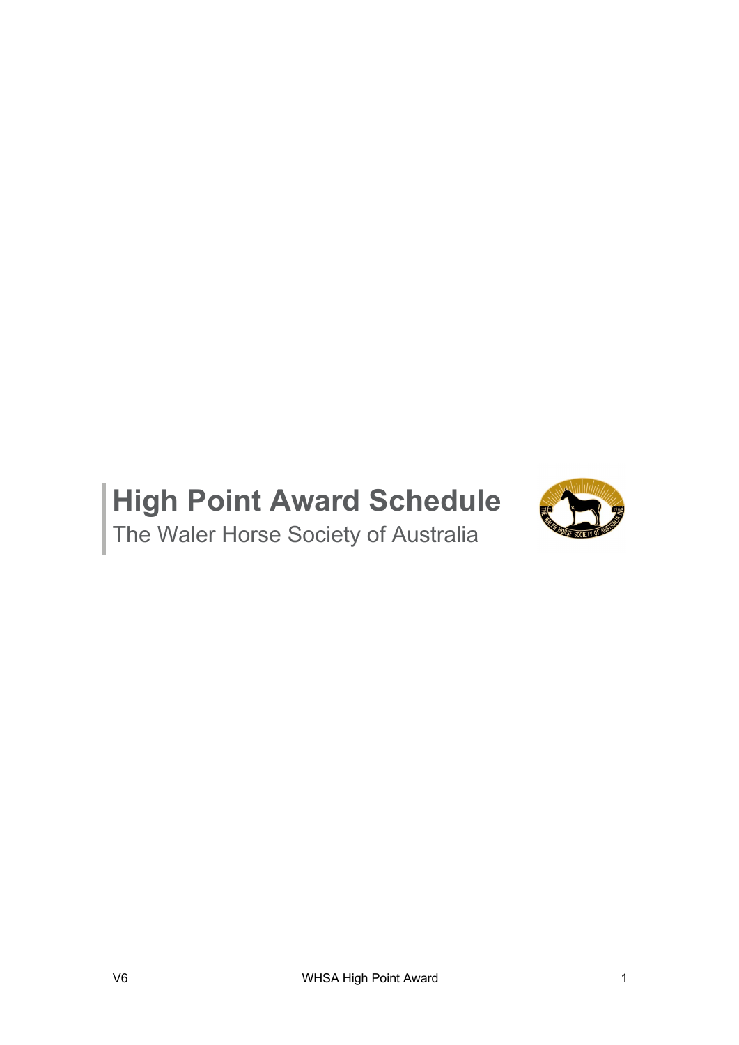# High Point Award Schedule

The Waler Horse Society of Australia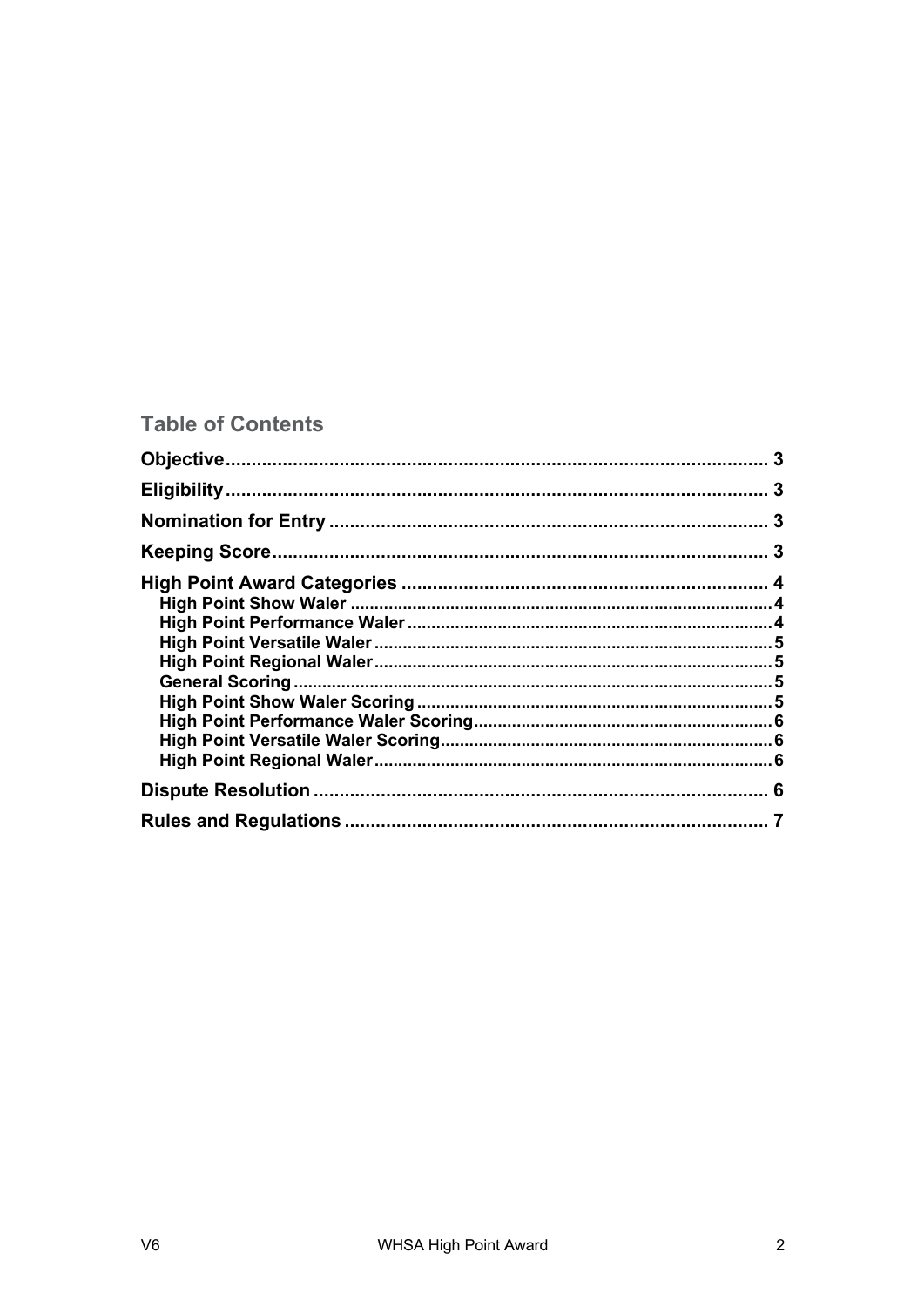## Table of Contents

- **Objective** ........ 3
- **Eligibility** ........ 3
- **Nomination for Entry** ........ 3
- **Keeping Score** ........ 3
- **High Point Award Categories** ........ 4
  - High Point Show Waler ........ 4
  - High Point Performance Waler ........ 4
  - High Point Versatile Waler ........ 5
  - High Point Regional Waler ........ 5
  - General Scoring ........ 5
  - High Point Show Waler Scoring ........ 5
  - High Point Performance Waler Scoring ........ 6
  - High Point Versatile Waler Scoring ........ 6
  - High Point Regional Waler ........ 6
- **Dispute Resolution** ........ 6
- **Rules and Regulations** ........ 7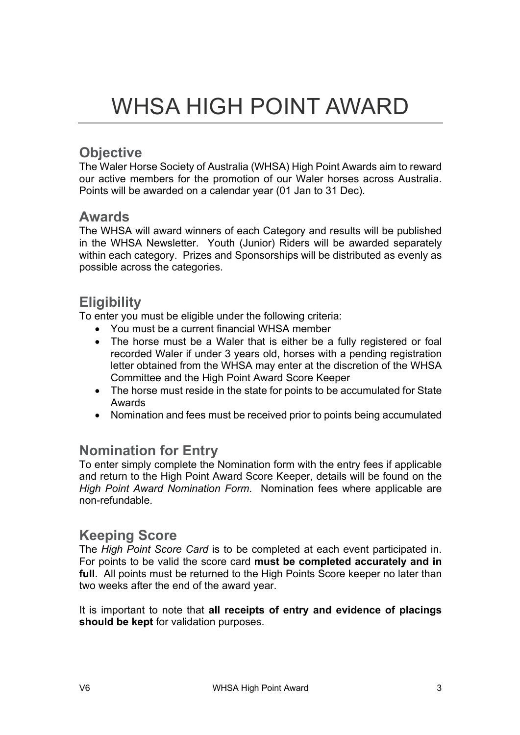# WHSA HIGH POINT AWARD

## Objective

The Waler Horse Society of Australia (WHSA) High Point Awards aim to reward our active members for the promotion of our Waler horses across Australia. Points will be awarded on a calendar year (01 Jan to 31 Dec).

## Awards

The WHSA will award winners of each Category and results will be published in the WHSA Newsletter. Youth (Junior) Riders will be awarded separately within each category. Prizes and Sponsorships will be distributed as evenly as possible across the categories.

## Eligibility

To enter you must be eligible under the following criteria:

- You must be a current financial WHSA member
- The horse must be a Waler that is either be a fully registered or foal recorded Waler if under 3 years old, horses with a pending registration letter obtained from the WHSA may enter at the discretion of the WHSA Committee and the High Point Award Score Keeper
- The horse must reside in the state for points to be accumulated for State Awards
- Nomination and fees must be received prior to points being accumulated

## Nomination for Entry

To enter simply complete the Nomination form with the entry fees if applicable and return to the High Point Award Score Keeper, details will be found on the *High Point Award Nomination Form*. Nomination fees where applicable are non-refundable.

## Keeping Score

The *High Point Score Card* is to be completed at each event participated in. For points to be valid the score card **must be completed accurately and in full**. All points must be returned to the High Points Score keeper no later than two weeks after the end of the award year.

It is important to note that **all receipts of entry and evidence of placings should be kept** for validation purposes.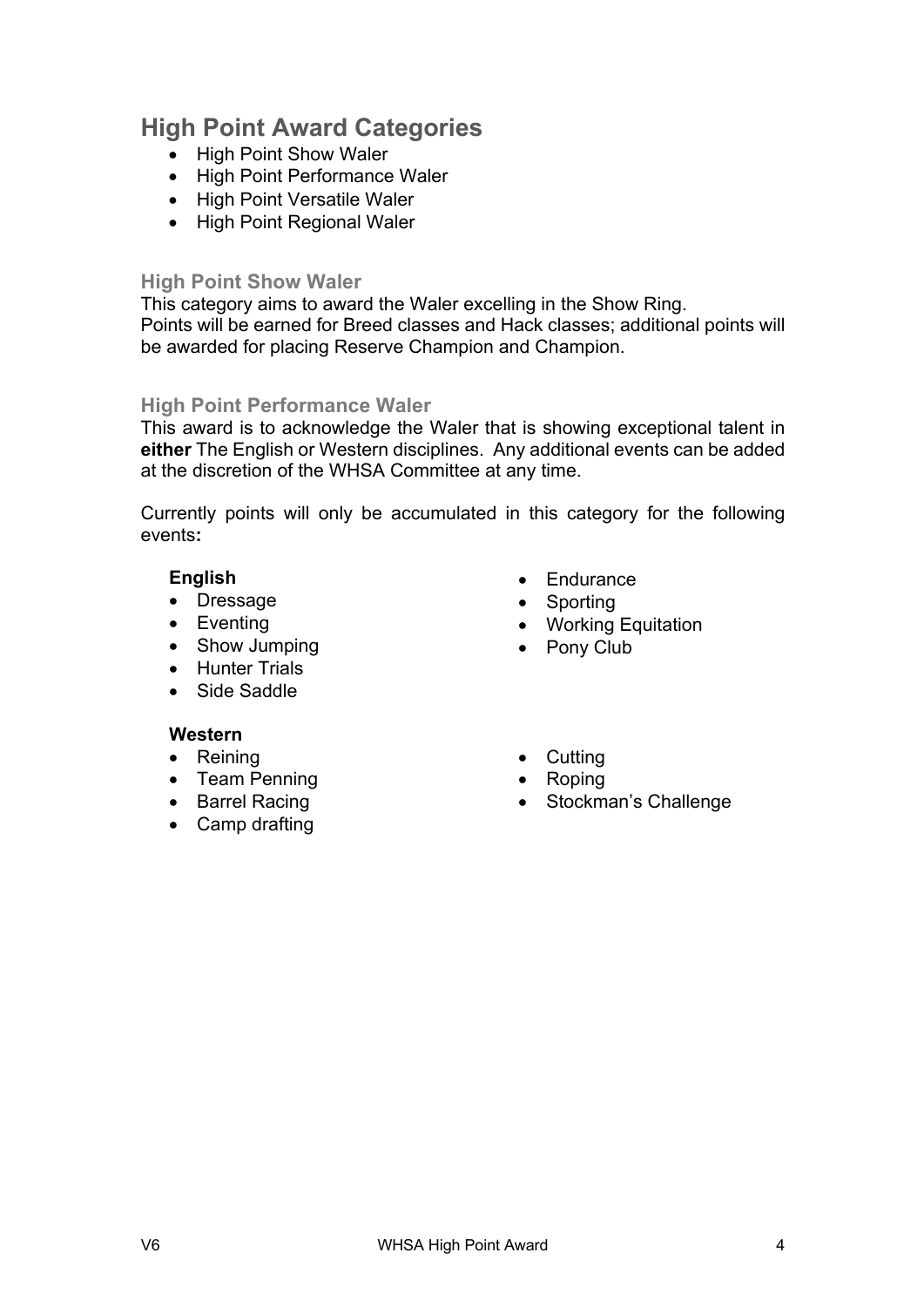## High Point Award Categories

- High Point Show Waler
- High Point Performance Waler
- High Point Versatile Waler
- High Point Regional Waler

### High Point Show Waler

This category aims to award the Waler excelling in the Show Ring.
Points will be earned for Breed classes and Hack classes; additional points will be awarded for placing Reserve Champion and Champion.

### High Point Performance Waler

This award is to acknowledge the Waler that is showing exceptional talent in **either** The English or Western disciplines. Any additional events can be added at the discretion of the WHSA Committee at any time.

Currently points will only be accumulated in this category for the following events**:**

**English**

- Dressage
- Eventing
- Show Jumping
- Hunter Trials
- Side Saddle
- Endurance
- Sporting
- Working Equitation
- Pony Club

**Western**

- Reining
- Team Penning
- Barrel Racing
- Camp drafting
- Cutting
- Roping
- Stockman's Challenge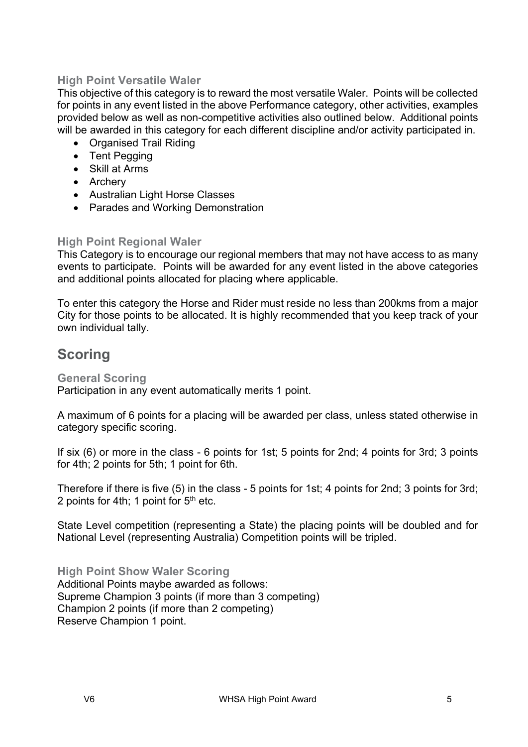### High Point Versatile Waler

This objective of this category is to reward the most versatile Waler. Points will be collected for points in any event listed in the above Performance category, other activities, examples provided below as well as non-competitive activities also outlined below. Additional points will be awarded in this category for each different discipline and/or activity participated in.

- Organised Trail Riding
- Tent Pegging
- Skill at Arms
- Archery
- Australian Light Horse Classes
- Parades and Working Demonstration

### High Point Regional Waler

This Category is to encourage our regional members that may not have access to as many events to participate. Points will be awarded for any event listed in the above categories and additional points allocated for placing where applicable.

To enter this category the Horse and Rider must reside no less than 200kms from a major City for those points to be allocated. It is highly recommended that you keep track of your own individual tally.

## Scoring

### General Scoring

Participation in any event automatically merits 1 point.

A maximum of 6 points for a placing will be awarded per class, unless stated otherwise in category specific scoring.

If six (6) or more in the class - 6 points for 1st; 5 points for 2nd; 4 points for 3rd; 3 points for 4th; 2 points for 5th; 1 point for 6th.

Therefore if there is five (5) in the class - 5 points for 1st; 4 points for 2nd; 3 points for 3rd; 2 points for 4th; 1 point for 5th etc.

State Level competition (representing a State) the placing points will be doubled and for National Level (representing Australia) Competition points will be tripled.

### High Point Show Waler Scoring

Additional Points maybe awarded as follows:
Supreme Champion 3 points (if more than 3 competing)
Champion 2 points (if more than 2 competing)
Reserve Champion 1 point.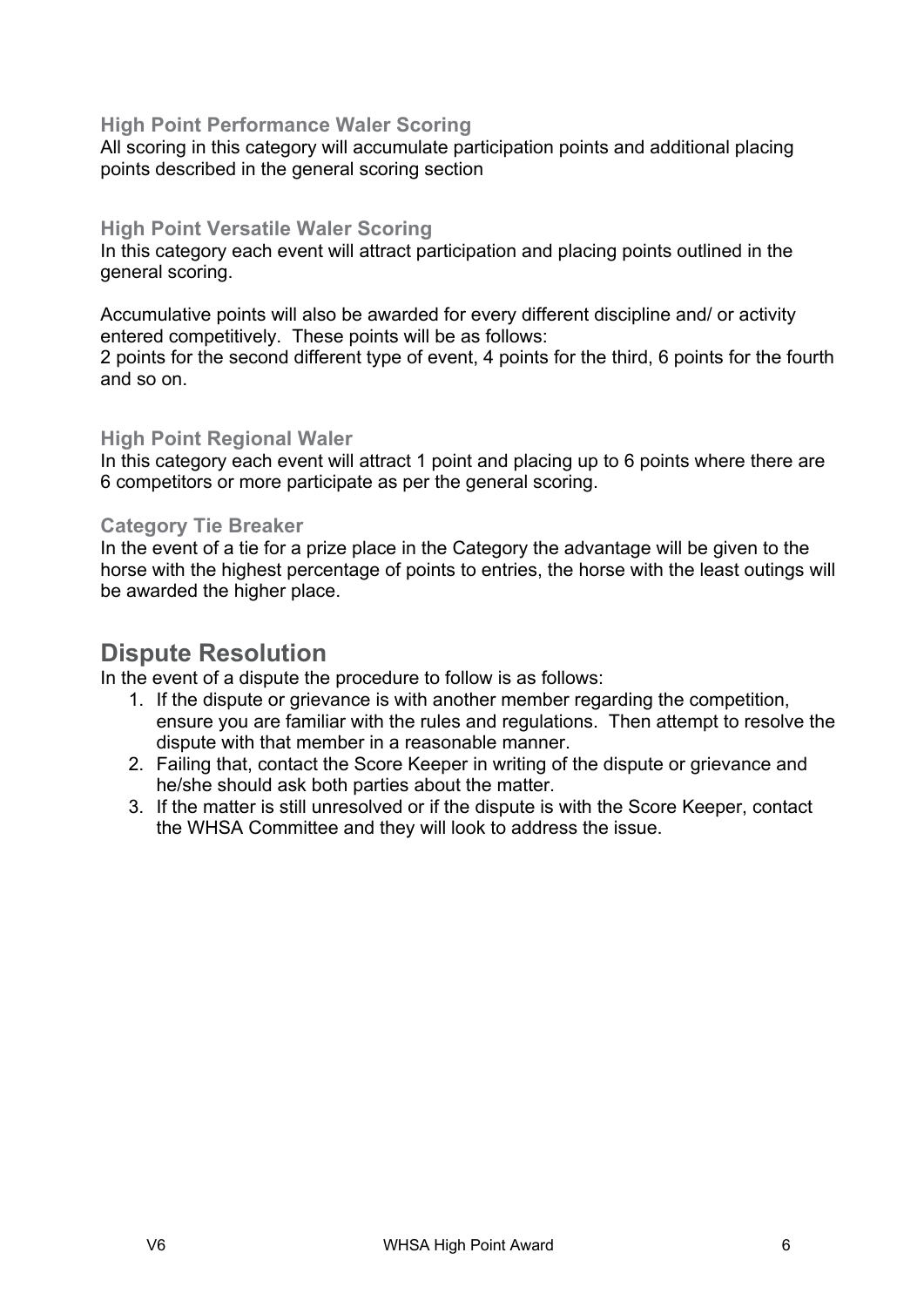### High Point Performance Waler Scoring

All scoring in this category will accumulate participation points and additional placing points described in the general scoring section

### High Point Versatile Waler Scoring

In this category each event will attract participation and placing points outlined in the general scoring.

Accumulative points will also be awarded for every different discipline and/ or activity entered competitively. These points will be as follows:
2 points for the second different type of event, 4 points for the third, 6 points for the fourth and so on.

### High Point Regional Waler

In this category each event will attract 1 point and placing up to 6 points where there are 6 competitors or more participate as per the general scoring.

### Category Tie Breaker

In the event of a tie for a prize place in the Category the advantage will be given to the horse with the highest percentage of points to entries, the horse with the least outings will be awarded the higher place.

## Dispute Resolution

In the event of a dispute the procedure to follow is as follows:

1. If the dispute or grievance is with another member regarding the competition, ensure you are familiar with the rules and regulations. Then attempt to resolve the dispute with that member in a reasonable manner.
2. Failing that, contact the Score Keeper in writing of the dispute or grievance and he/she should ask both parties about the matter.
3. If the matter is still unresolved or if the dispute is with the Score Keeper, contact the WHSA Committee and they will look to address the issue.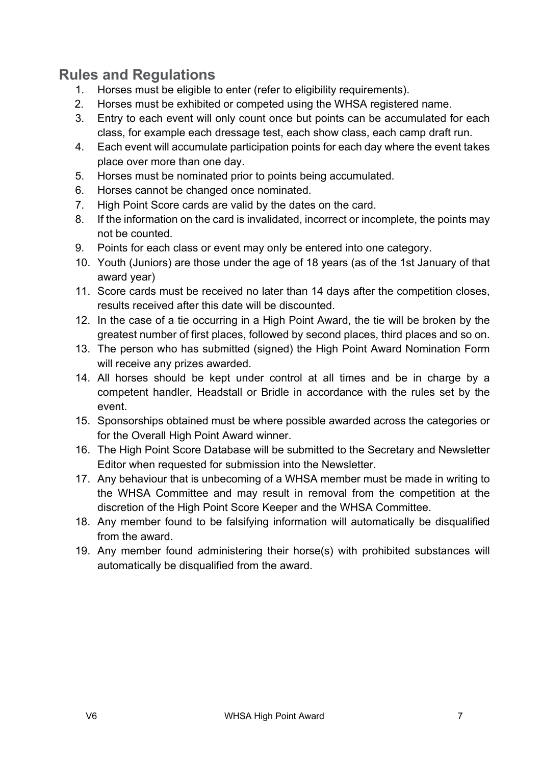## Rules and Regulations

1. Horses must be eligible to enter (refer to eligibility requirements).
2. Horses must be exhibited or competed using the WHSA registered name.
3. Entry to each event will only count once but points can be accumulated for each class, for example each dressage test, each show class, each camp draft run.
4. Each event will accumulate participation points for each day where the event takes place over more than one day.
5. Horses must be nominated prior to points being accumulated.
6. Horses cannot be changed once nominated.
7. High Point Score cards are valid by the dates on the card.
8. If the information on the card is invalidated, incorrect or incomplete, the points may not be counted.
9. Points for each class or event may only be entered into one category.
10. Youth (Juniors) are those under the age of 18 years (as of the 1st January of that award year)
11. Score cards must be received no later than 14 days after the competition closes, results received after this date will be discounted.
12. In the case of a tie occurring in a High Point Award, the tie will be broken by the greatest number of first places, followed by second places, third places and so on.
13. The person who has submitted (signed) the High Point Award Nomination Form will receive any prizes awarded.
14. All horses should be kept under control at all times and be in charge by a competent handler, Headstall or Bridle in accordance with the rules set by the event.
15. Sponsorships obtained must be where possible awarded across the categories or for the Overall High Point Award winner.
16. The High Point Score Database will be submitted to the Secretary and Newsletter Editor when requested for submission into the Newsletter.
17. Any behaviour that is unbecoming of a WHSA member must be made in writing to the WHSA Committee and may result in removal from the competition at the discretion of the High Point Score Keeper and the WHSA Committee.
18. Any member found to be falsifying information will automatically be disqualified from the award.
19. Any member found administering their horse(s) with prohibited substances will automatically be disqualified from the award.